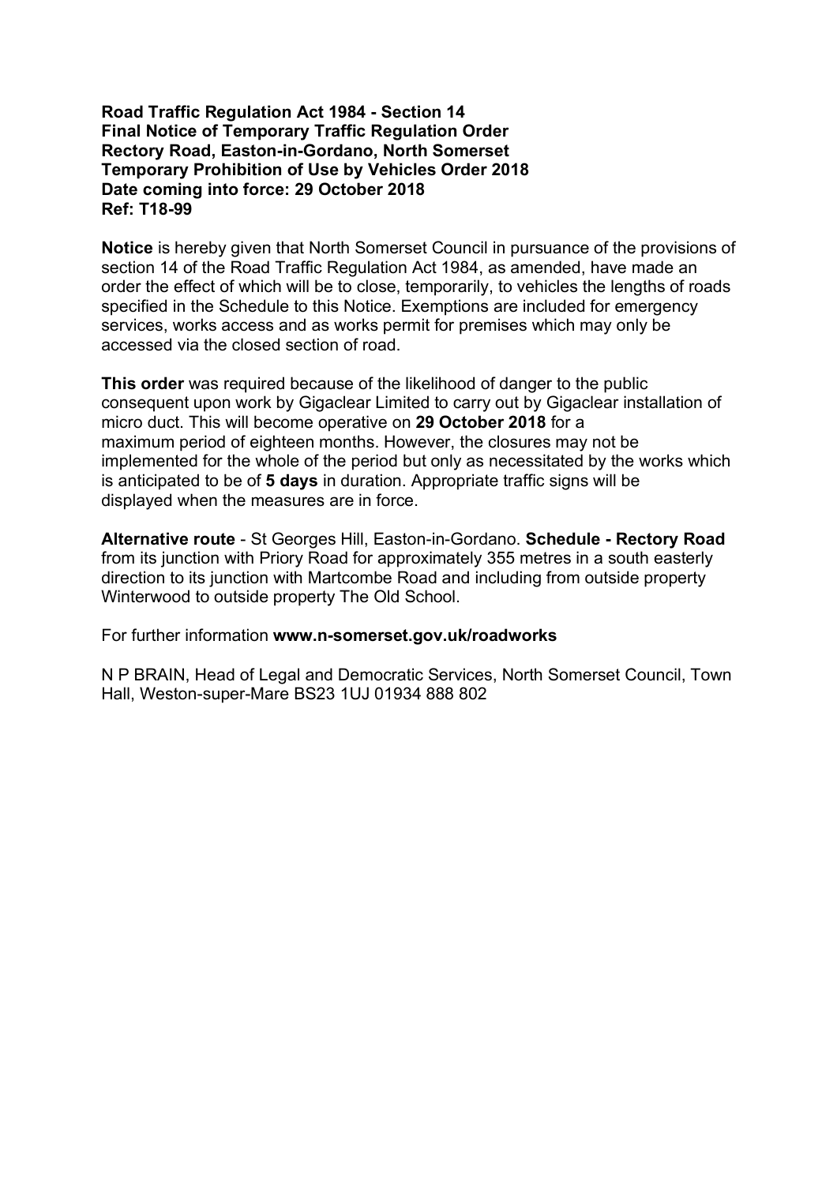**Road Traffic Regulation Act 1984 - Section 14**
**Final Notice of Temporary Traffic Regulation Order**
**Rectory Road, Easton-in-Gordano, North Somerset**
**Temporary Prohibition of Use by Vehicles Order 2018**
**Date coming into force: 29 October 2018**
**Ref: T18-99**

**Notice** is hereby given that North Somerset Council in pursuance of the provisions of section 14 of the Road Traffic Regulation Act 1984, as amended, have made an order the effect of which will be to close, temporarily, to vehicles the lengths of roads specified in the Schedule to this Notice. Exemptions are included for emergency services, works access and as works permit for premises which may only be accessed via the closed section of road.

**This order** was required because of the likelihood of danger to the public consequent upon work by Gigaclear Limited to carry out by Gigaclear installation of micro duct. This will become operative on **29 October 2018** for a maximum period of eighteen months. However, the closures may not be implemented for the whole of the period but only as necessitated by the works which is anticipated to be of **5 days** in duration. Appropriate traffic signs will be displayed when the measures are in force.

**Alternative route** - St Georges Hill, Easton-in-Gordano. **Schedule - Rectory Road** from its junction with Priory Road for approximately 355 metres in a south easterly direction to its junction with Martcombe Road and including from outside property Winterwood to outside property The Old School.

For further information **www.n-somerset.gov.uk/roadworks**

N P BRAIN, Head of Legal and Democratic Services, North Somerset Council, Town Hall, Weston-super-Mare BS23 1UJ 01934 888 802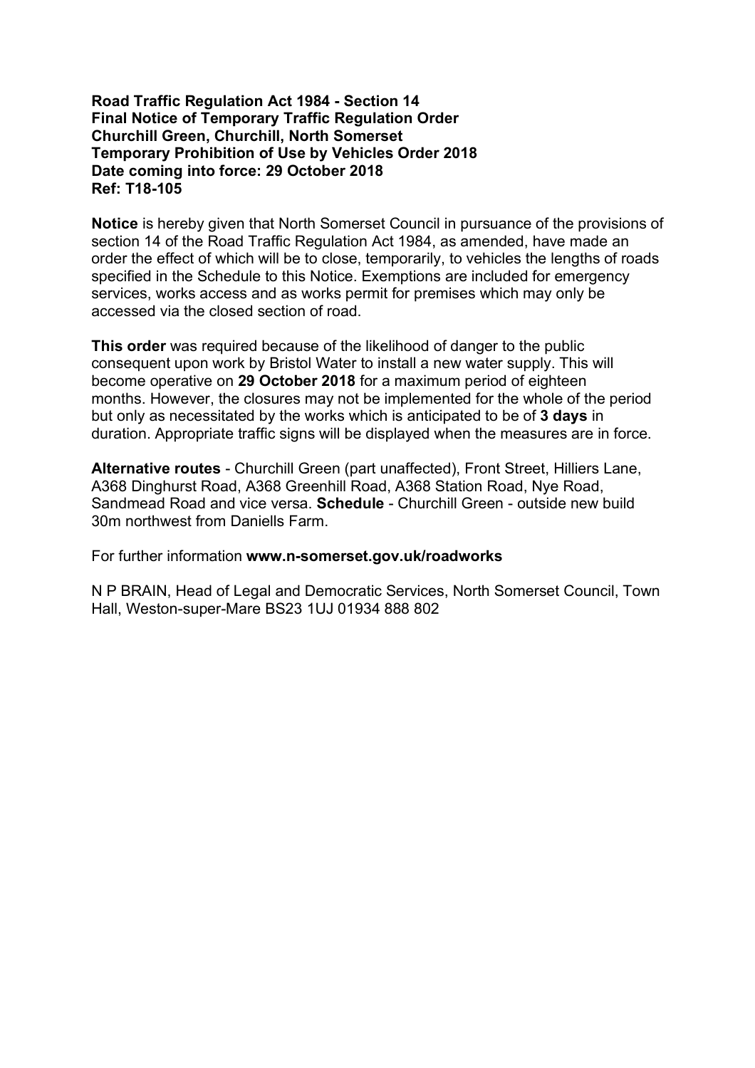**Road Traffic Regulation Act 1984 - Section 14**
**Final Notice of Temporary Traffic Regulation Order**
**Churchill Green, Churchill, North Somerset**
**Temporary Prohibition of Use by Vehicles Order 2018**
**Date coming into force: 29 October 2018**
**Ref: T18-105**

**Notice** is hereby given that North Somerset Council in pursuance of the provisions of section 14 of the Road Traffic Regulation Act 1984, as amended, have made an order the effect of which will be to close, temporarily, to vehicles the lengths of roads specified in the Schedule to this Notice. Exemptions are included for emergency services, works access and as works permit for premises which may only be accessed via the closed section of road.

**This order** was required because of the likelihood of danger to the public consequent upon work by Bristol Water to install a new water supply. This will become operative on **29 October 2018** for a maximum period of eighteen months. However, the closures may not be implemented for the whole of the period but only as necessitated by the works which is anticipated to be of **3 days** in duration. Appropriate traffic signs will be displayed when the measures are in force.

**Alternative routes** - Churchill Green (part unaffected), Front Street, Hilliers Lane, A368 Dinghurst Road, A368 Greenhill Road, A368 Station Road, Nye Road, Sandmead Road and vice versa. **Schedule** - Churchill Green - outside new build 30m northwest from Daniells Farm.

For further information **www.n-somerset.gov.uk/roadworks**

N P BRAIN, Head of Legal and Democratic Services, North Somerset Council, Town Hall, Weston-super-Mare BS23 1UJ 01934 888 802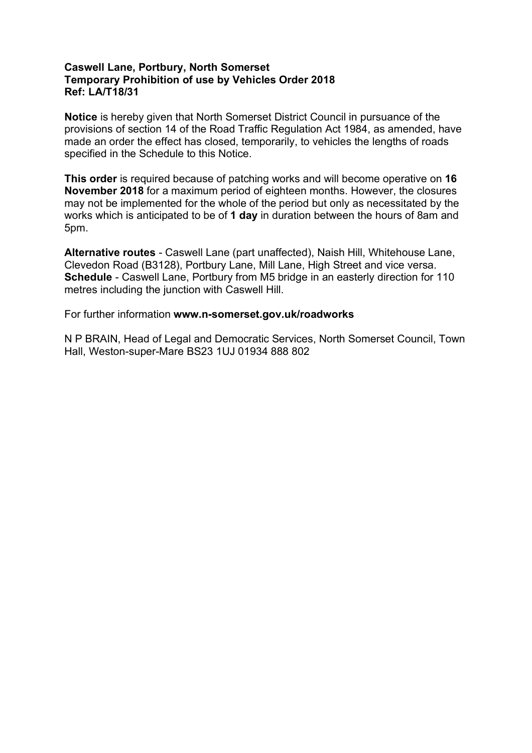**Caswell Lane, Portbury, North Somerset**
**Temporary Prohibition of use by Vehicles Order 2018**
**Ref: LA/T18/31**

**Notice** is hereby given that North Somerset District Council in pursuance of the provisions of section 14 of the Road Traffic Regulation Act 1984, as amended, have made an order the effect has closed, temporarily, to vehicles the lengths of roads specified in the Schedule to this Notice.

**This order** is required because of patching works and will become operative on **16 November 2018** for a maximum period of eighteen months. However, the closures may not be implemented for the whole of the period but only as necessitated by the works which is anticipated to be of **1 day** in duration between the hours of 8am and 5pm.

**Alternative routes** - Caswell Lane (part unaffected), Naish Hill, Whitehouse Lane, Clevedon Road (B3128), Portbury Lane, Mill Lane, High Street and vice versa.
**Schedule** - Caswell Lane, Portbury from M5 bridge in an easterly direction for 110 metres including the junction with Caswell Hill.

For further information **www.n-somerset.gov.uk/roadworks**

N P BRAIN, Head of Legal and Democratic Services, North Somerset Council, Town Hall, Weston-super-Mare BS23 1UJ 01934 888 802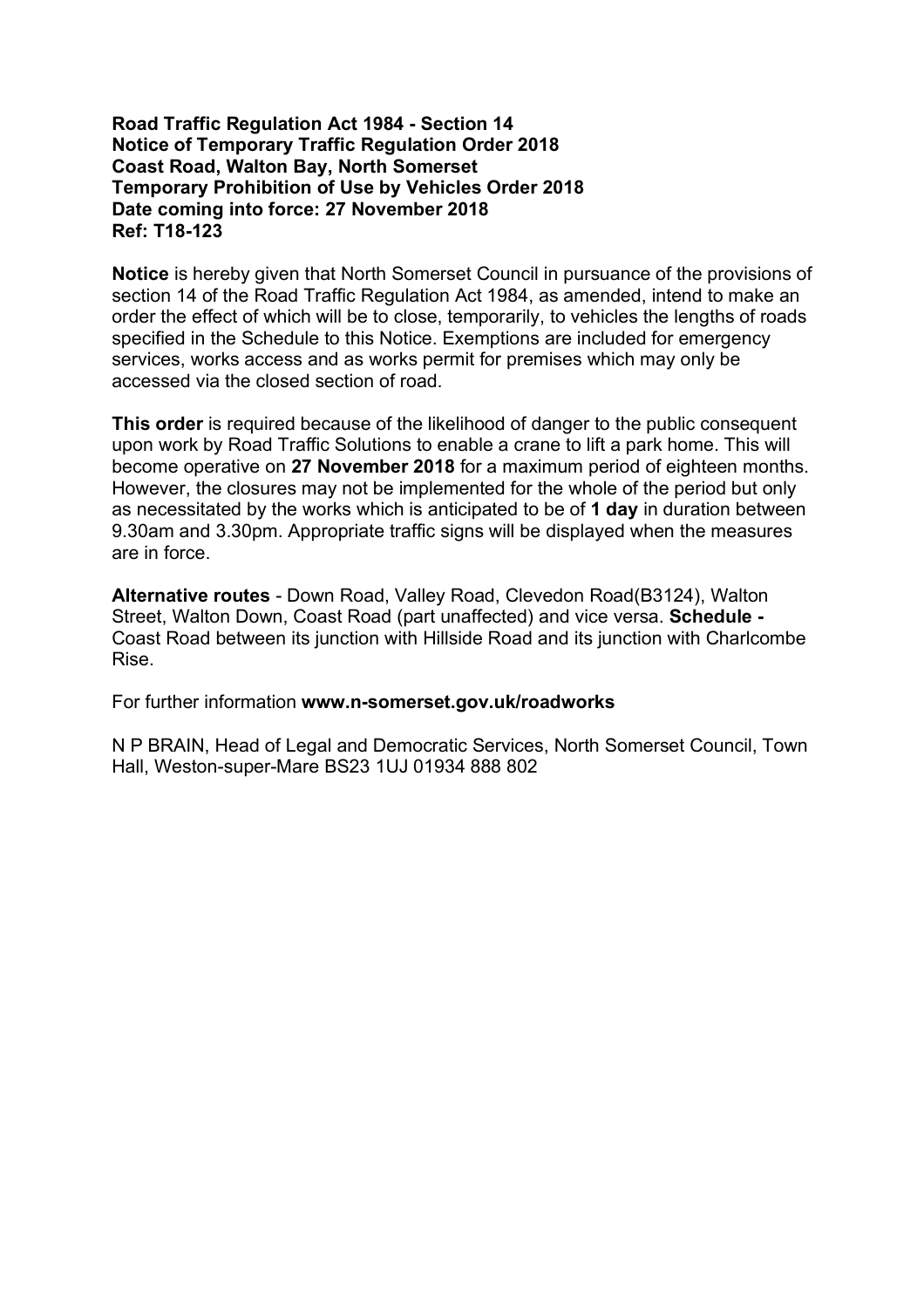**Road Traffic Regulation Act 1984 - Section 14**
**Notice of Temporary Traffic Regulation Order 2018**
**Coast Road, Walton Bay, North Somerset**
**Temporary Prohibition of Use by Vehicles Order 2018**
**Date coming into force: 27 November 2018**
**Ref: T18-123**

**Notice** is hereby given that North Somerset Council in pursuance of the provisions of section 14 of the Road Traffic Regulation Act 1984, as amended, intend to make an order the effect of which will be to close, temporarily, to vehicles the lengths of roads specified in the Schedule to this Notice. Exemptions are included for emergency services, works access and as works permit for premises which may only be accessed via the closed section of road.

**This order** is required because of the likelihood of danger to the public consequent upon work by Road Traffic Solutions to enable a crane to lift a park home. This will become operative on **27 November 2018** for a maximum period of eighteen months. However, the closures may not be implemented for the whole of the period but only as necessitated by the works which is anticipated to be of **1 day** in duration between 9.30am and 3.30pm. Appropriate traffic signs will be displayed when the measures are in force.

**Alternative routes** - Down Road, Valley Road, Clevedon Road(B3124), Walton Street, Walton Down, Coast Road (part unaffected) and vice versa. **Schedule -** Coast Road between its junction with Hillside Road and its junction with Charlcombe Rise.

For further information **www.n-somerset.gov.uk/roadworks**

N P BRAIN, Head of Legal and Democratic Services, North Somerset Council, Town Hall, Weston-super-Mare BS23 1UJ 01934 888 802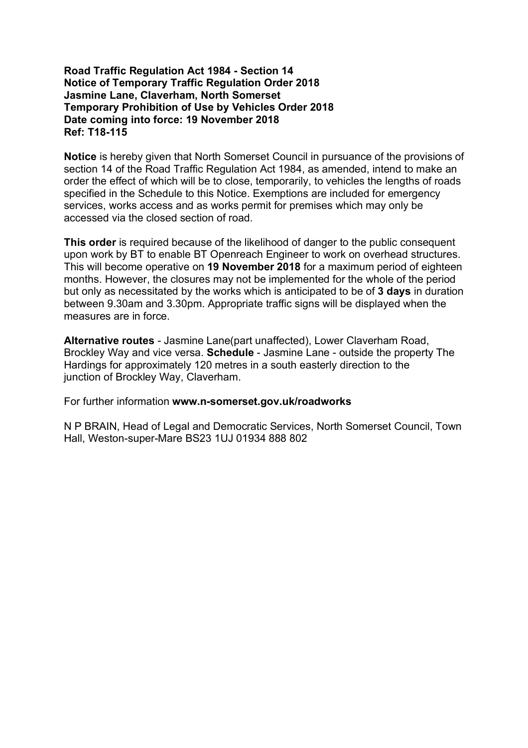**Road Traffic Regulation Act 1984 - Section 14**
**Notice of Temporary Traffic Regulation Order 2018**
**Jasmine Lane, Claverham, North Somerset**
**Temporary Prohibition of Use by Vehicles Order 2018**
**Date coming into force: 19 November 2018**
**Ref: T18-115**

**Notice** is hereby given that North Somerset Council in pursuance of the provisions of section 14 of the Road Traffic Regulation Act 1984, as amended, intend to make an order the effect of which will be to close, temporarily, to vehicles the lengths of roads specified in the Schedule to this Notice. Exemptions are included for emergency services, works access and as works permit for premises which may only be accessed via the closed section of road.

**This order** is required because of the likelihood of danger to the public consequent upon work by BT to enable BT Openreach Engineer to work on overhead structures. This will become operative on **19 November 2018** for a maximum period of eighteen months. However, the closures may not be implemented for the whole of the period but only as necessitated by the works which is anticipated to be of **3 days** in duration between 9.30am and 3.30pm. Appropriate traffic signs will be displayed when the measures are in force.

**Alternative routes** - Jasmine Lane(part unaffected), Lower Claverham Road, Brockley Way and vice versa. **Schedule** - Jasmine Lane - outside the property The Hardings for approximately 120 metres in a south easterly direction to the junction of Brockley Way, Claverham.

For further information **www.n-somerset.gov.uk/roadworks**

N P BRAIN, Head of Legal and Democratic Services, North Somerset Council, Town Hall, Weston-super-Mare BS23 1UJ 01934 888 802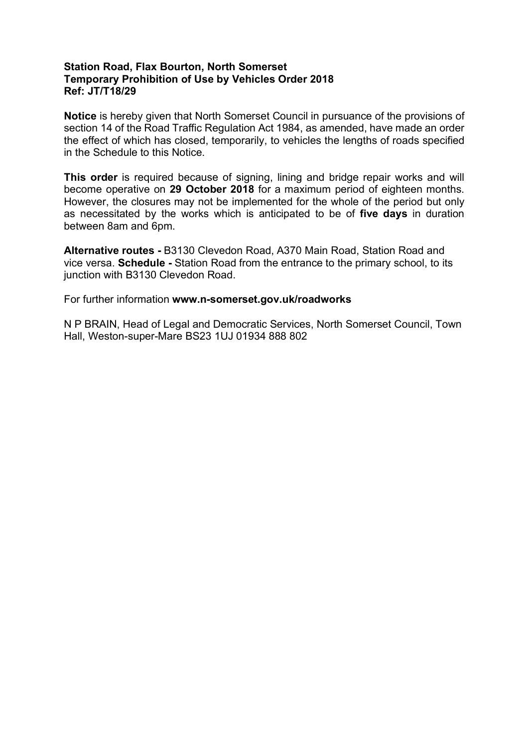**Station Road, Flax Bourton, North Somerset**
**Temporary Prohibition of Use by Vehicles Order 2018**
**Ref: JT/T18/29**

**Notice** is hereby given that North Somerset Council in pursuance of the provisions of section 14 of the Road Traffic Regulation Act 1984, as amended, have made an order the effect of which has closed, temporarily, to vehicles the lengths of roads specified in the Schedule to this Notice.

**This order** is required because of signing, lining and bridge repair works and will become operative on **29 October 2018** for a maximum period of eighteen months. However, the closures may not be implemented for the whole of the period but only as necessitated by the works which is anticipated to be of **five days** in duration between 8am and 6pm.

**Alternative routes -** B3130 Clevedon Road, A370 Main Road, Station Road and vice versa. **Schedule -** Station Road from the entrance to the primary school, to its junction with B3130 Clevedon Road.

For further information **www.n-somerset.gov.uk/roadworks**

N P BRAIN, Head of Legal and Democratic Services, North Somerset Council, Town Hall, Weston-super-Mare BS23 1UJ 01934 888 802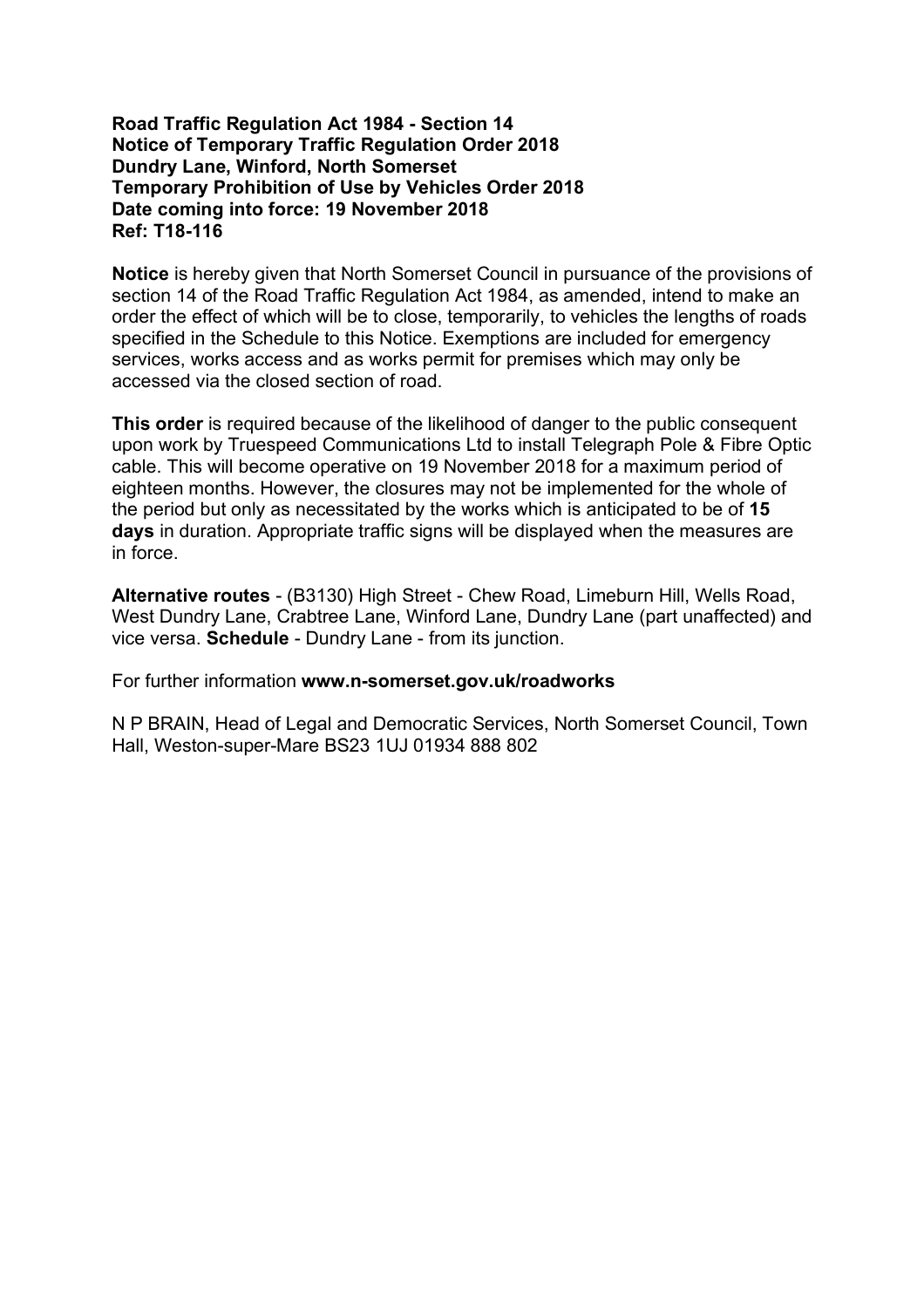**Road Traffic Regulation Act 1984 - Section 14**
**Notice of Temporary Traffic Regulation Order 2018**
**Dundry Lane, Winford, North Somerset**
**Temporary Prohibition of Use by Vehicles Order 2018**
**Date coming into force: 19 November 2018**
**Ref: T18-116**

**Notice** is hereby given that North Somerset Council in pursuance of the provisions of section 14 of the Road Traffic Regulation Act 1984, as amended, intend to make an order the effect of which will be to close, temporarily, to vehicles the lengths of roads specified in the Schedule to this Notice. Exemptions are included for emergency services, works access and as works permit for premises which may only be accessed via the closed section of road.

**This order** is required because of the likelihood of danger to the public consequent upon work by Truespeed Communications Ltd to install Telegraph Pole & Fibre Optic cable. This will become operative on 19 November 2018 for a maximum period of eighteen months. However, the closures may not be implemented for the whole of the period but only as necessitated by the works which is anticipated to be of **15 days** in duration. Appropriate traffic signs will be displayed when the measures are in force.

**Alternative routes** - (B3130) High Street - Chew Road, Limeburn Hill, Wells Road, West Dundry Lane, Crabtree Lane, Winford Lane, Dundry Lane (part unaffected) and vice versa. **Schedule** - Dundry Lane - from its junction.

For further information **www.n-somerset.gov.uk/roadworks**

N P BRAIN, Head of Legal and Democratic Services, North Somerset Council, Town Hall, Weston-super-Mare BS23 1UJ 01934 888 802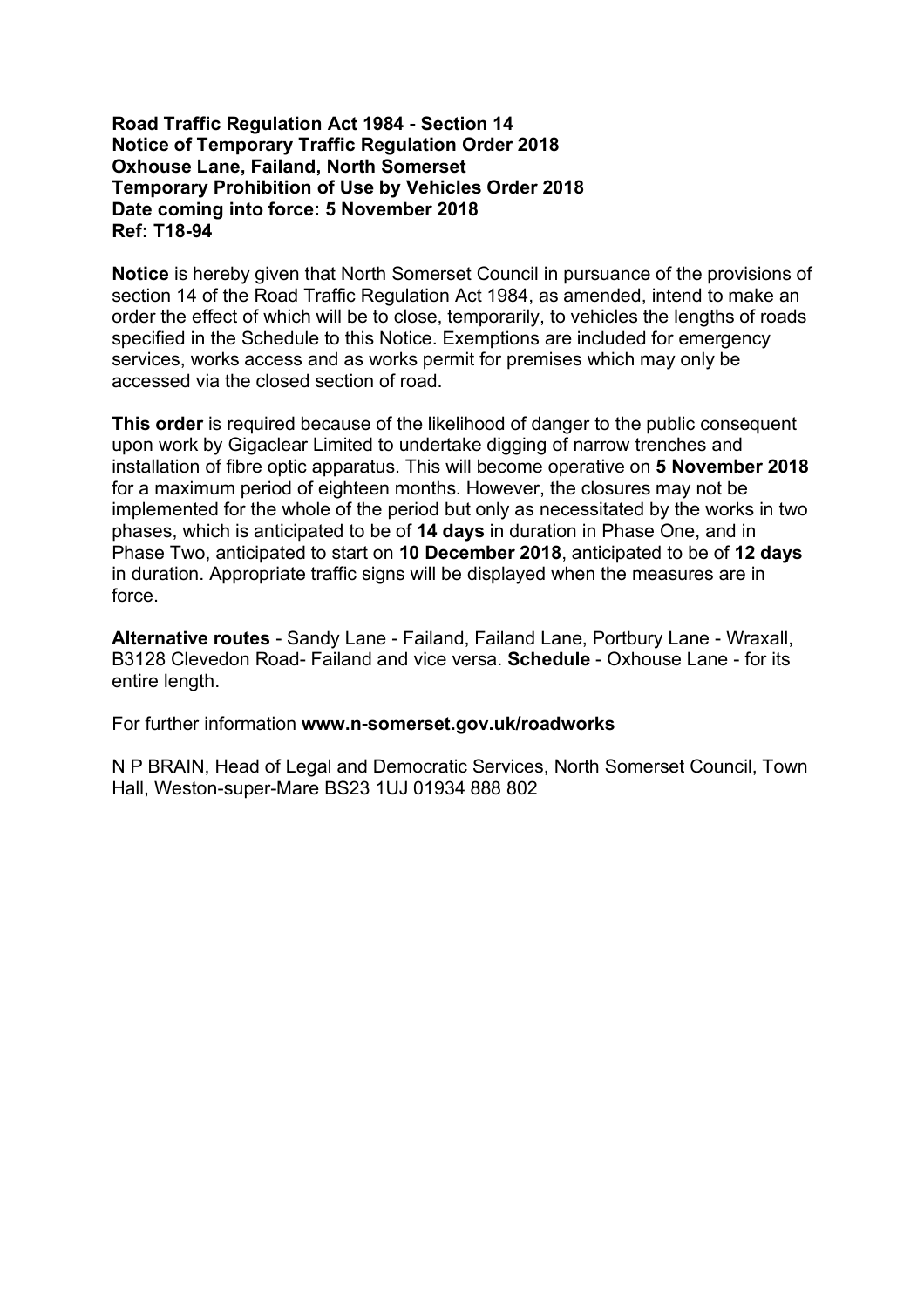**Road Traffic Regulation Act 1984 - Section 14**
**Notice of Temporary Traffic Regulation Order 2018**
**Oxhouse Lane, Failand, North Somerset**
**Temporary Prohibition of Use by Vehicles Order 2018**
**Date coming into force: 5 November 2018**
**Ref: T18-94**

**Notice** is hereby given that North Somerset Council in pursuance of the provisions of section 14 of the Road Traffic Regulation Act 1984, as amended, intend to make an order the effect of which will be to close, temporarily, to vehicles the lengths of roads specified in the Schedule to this Notice. Exemptions are included for emergency services, works access and as works permit for premises which may only be accessed via the closed section of road.

**This order** is required because of the likelihood of danger to the public consequent upon work by Gigaclear Limited to undertake digging of narrow trenches and installation of fibre optic apparatus. This will become operative on **5 November 2018** for a maximum period of eighteen months. However, the closures may not be implemented for the whole of the period but only as necessitated by the works in two phases, which is anticipated to be of **14 days** in duration in Phase One, and in Phase Two, anticipated to start on **10 December 2018**, anticipated to be of **12 days** in duration. Appropriate traffic signs will be displayed when the measures are in force.

**Alternative routes** - Sandy Lane - Failand, Failand Lane, Portbury Lane - Wraxall, B3128 Clevedon Road- Failand and vice versa. **Schedule** - Oxhouse Lane - for its entire length.

For further information **www.n-somerset.gov.uk/roadworks**

N P BRAIN, Head of Legal and Democratic Services, North Somerset Council, Town Hall, Weston-super-Mare BS23 1UJ 01934 888 802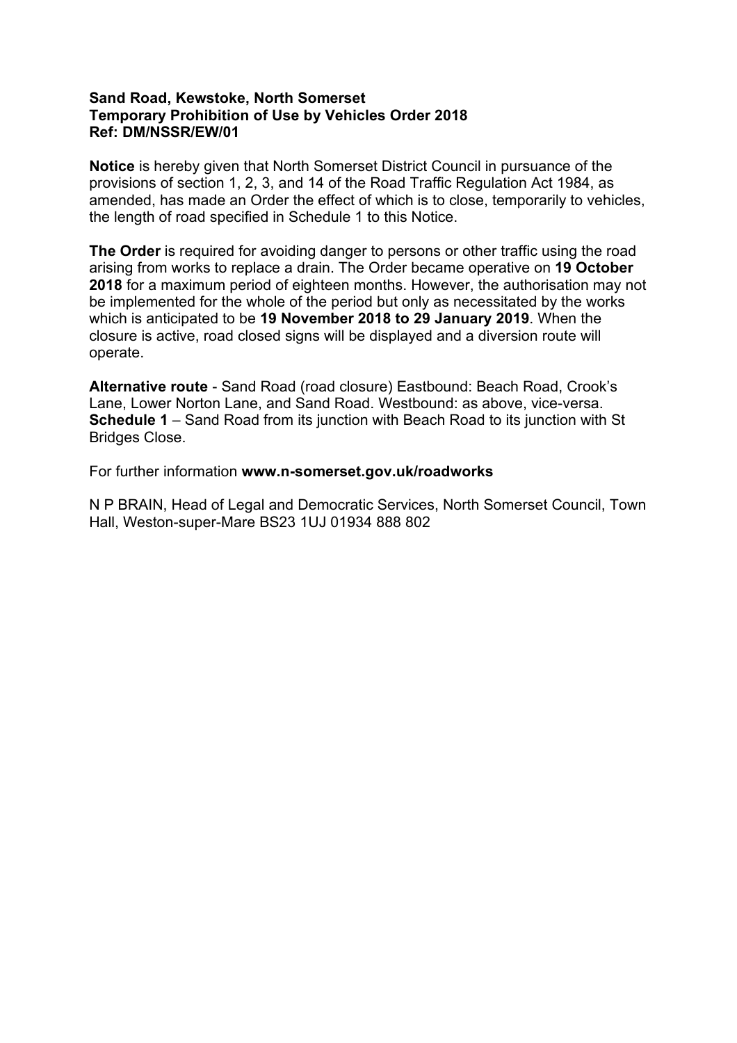**Sand Road, Kewstoke, North Somerset**
**Temporary Prohibition of Use by Vehicles Order 2018**
**Ref: DM/NSSR/EW/01**

**Notice** is hereby given that North Somerset District Council in pursuance of the provisions of section 1, 2, 3, and 14 of the Road Traffic Regulation Act 1984, as amended, has made an Order the effect of which is to close, temporarily to vehicles, the length of road specified in Schedule 1 to this Notice.

**The Order** is required for avoiding danger to persons or other traffic using the road arising from works to replace a drain. The Order became operative on **19 October 2018** for a maximum period of eighteen months. However, the authorisation may not be implemented for the whole of the period but only as necessitated by the works which is anticipated to be **19 November 2018 to 29 January 2019**. When the closure is active, road closed signs will be displayed and a diversion route will operate.

**Alternative route** - Sand Road (road closure) Eastbound: Beach Road, Crook's Lane, Lower Norton Lane, and Sand Road. Westbound: as above, vice-versa.
**Schedule 1** – Sand Road from its junction with Beach Road to its junction with St Bridges Close.

For further information **www.n-somerset.gov.uk/roadworks**

N P BRAIN, Head of Legal and Democratic Services, North Somerset Council, Town Hall, Weston-super-Mare BS23 1UJ 01934 888 802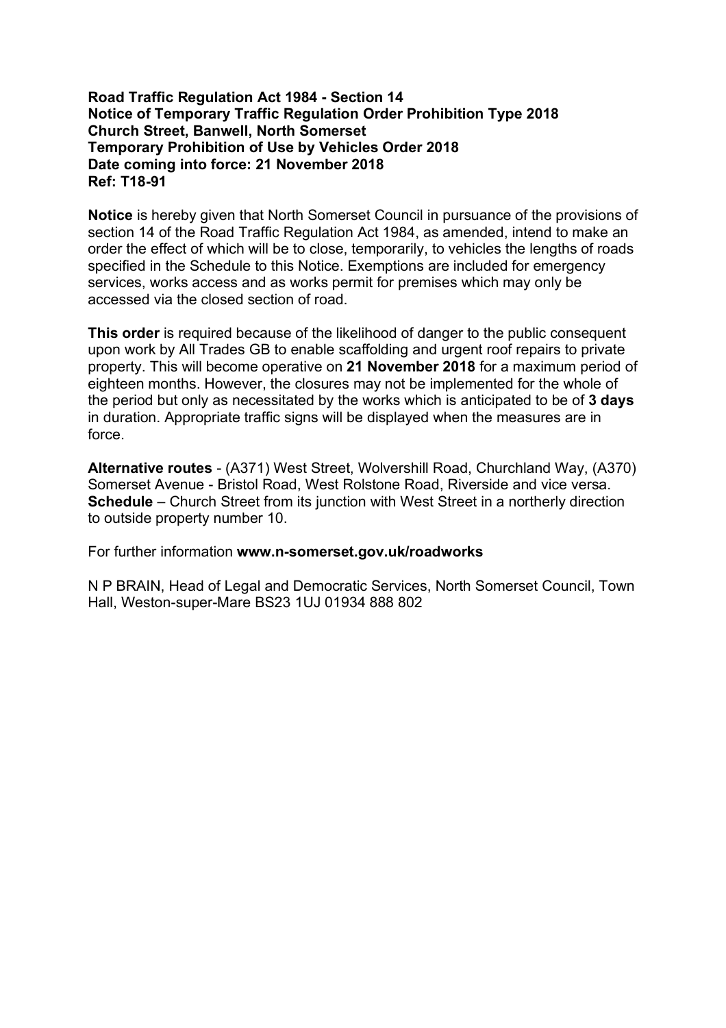**Road Traffic Regulation Act 1984 - Section 14**
**Notice of Temporary Traffic Regulation Order Prohibition Type 2018**
**Church Street, Banwell, North Somerset**
**Temporary Prohibition of Use by Vehicles Order 2018**
**Date coming into force: 21 November 2018**
**Ref: T18-91**

**Notice** is hereby given that North Somerset Council in pursuance of the provisions of section 14 of the Road Traffic Regulation Act 1984, as amended, intend to make an order the effect of which will be to close, temporarily, to vehicles the lengths of roads specified in the Schedule to this Notice. Exemptions are included for emergency services, works access and as works permit for premises which may only be accessed via the closed section of road.

**This order** is required because of the likelihood of danger to the public consequent upon work by All Trades GB to enable scaffolding and urgent roof repairs to private property. This will become operative on **21 November 2018** for a maximum period of eighteen months. However, the closures may not be implemented for the whole of the period but only as necessitated by the works which is anticipated to be of **3 days** in duration. Appropriate traffic signs will be displayed when the measures are in force.

**Alternative routes** - (A371) West Street, Wolvershill Road, Churchland Way, (A370) Somerset Avenue - Bristol Road, West Rolstone Road, Riverside and vice versa.
**Schedule** – Church Street from its junction with West Street in a northerly direction to outside property number 10.

For further information **www.n-somerset.gov.uk/roadworks**

N P BRAIN, Head of Legal and Democratic Services, North Somerset Council, Town Hall, Weston-super-Mare BS23 1UJ 01934 888 802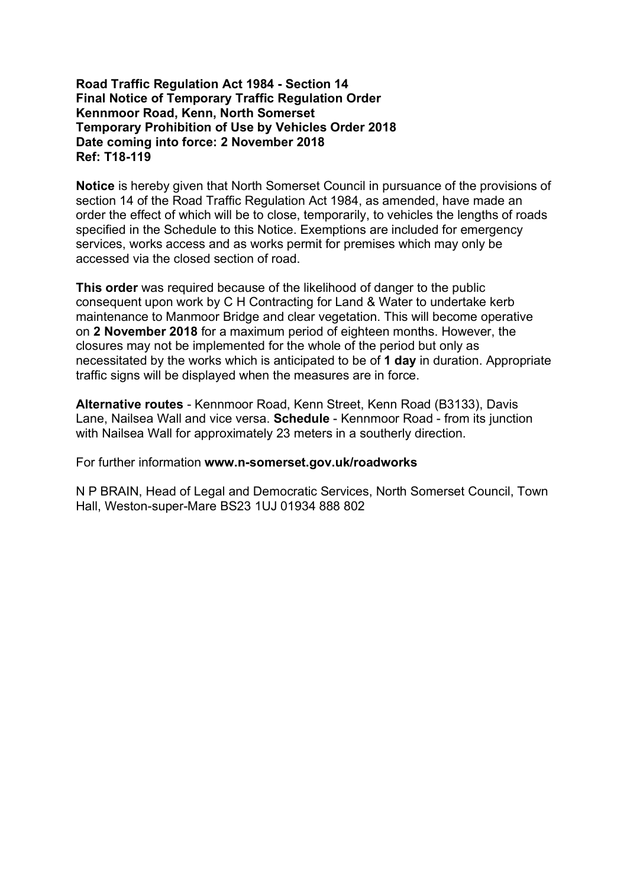**Road Traffic Regulation Act 1984 - Section 14**
**Final Notice of Temporary Traffic Regulation Order**
**Kennmoor Road, Kenn, North Somerset**
**Temporary Prohibition of Use by Vehicles Order 2018**
**Date coming into force: 2 November 2018**
**Ref: T18-119**

**Notice** is hereby given that North Somerset Council in pursuance of the provisions of section 14 of the Road Traffic Regulation Act 1984, as amended, have made an order the effect of which will be to close, temporarily, to vehicles the lengths of roads specified in the Schedule to this Notice. Exemptions are included for emergency services, works access and as works permit for premises which may only be accessed via the closed section of road.

**This order** was required because of the likelihood of danger to the public consequent upon work by C H Contracting for Land & Water to undertake kerb maintenance to Manmoor Bridge and clear vegetation. This will become operative on **2 November 2018** for a maximum period of eighteen months. However, the closures may not be implemented for the whole of the period but only as necessitated by the works which is anticipated to be of **1 day** in duration. Appropriate traffic signs will be displayed when the measures are in force.

**Alternative routes** - Kennmoor Road, Kenn Street, Kenn Road (B3133), Davis Lane, Nailsea Wall and vice versa. **Schedule** - Kennmoor Road - from its junction with Nailsea Wall for approximately 23 meters in a southerly direction.

For further information **www.n-somerset.gov.uk/roadworks**

N P BRAIN, Head of Legal and Democratic Services, North Somerset Council, Town Hall, Weston-super-Mare BS23 1UJ 01934 888 802